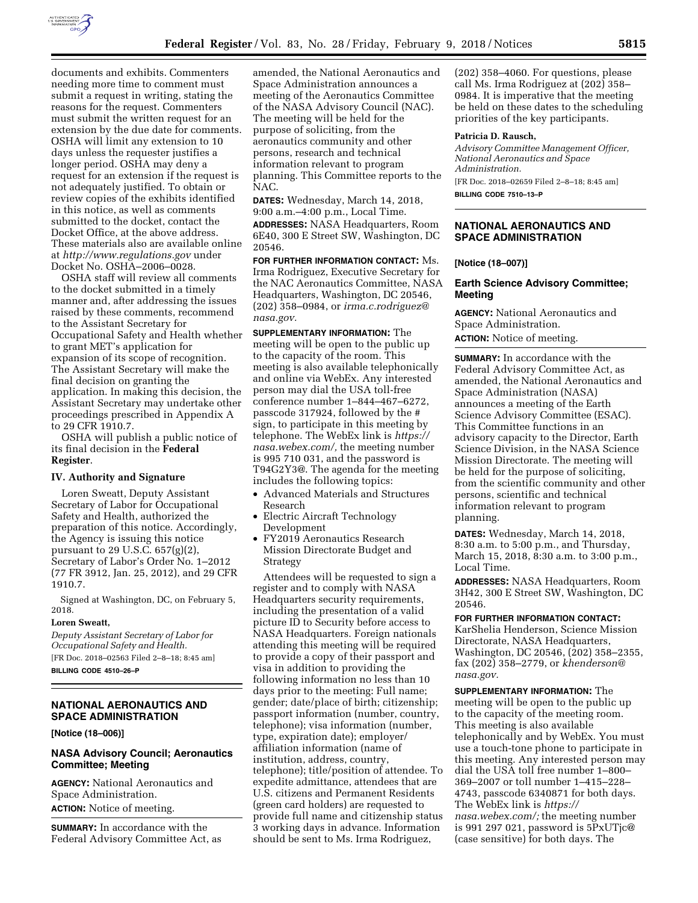documents and exhibits. Commenters needing more time to comment must submit a request in writing, stating the reasons for the request. Commenters must submit the written request for an extension by the due date for comments. OSHA will limit any extension to 10 days unless the requester justifies a longer period. OSHA may deny a request for an extension if the request is not adequately justified. To obtain or review copies of the exhibits identified in this notice, as well as comments submitted to the docket, contact the Docket Office, at the above address. These materials also are available online at *http://www.regulations.gov* under Docket No. OSHA–2006–0028.

OSHA staff will review all comments to the docket submitted in a timely manner and, after addressing the issues raised by these comments, recommend to the Assistant Secretary for Occupational Safety and Health whether to grant MET's application for expansion of its scope of recognition. The Assistant Secretary will make the final decision on granting the application. In making this decision, the Assistant Secretary may undertake other proceedings prescribed in Appendix A to 29 CFR 1910.7.

OSHA will publish a public notice of its final decision in the **Federal Register**.

### IV. Authority and Signature

Loren Sweatt, Deputy Assistant Secretary of Labor for Occupational Safety and Health, authorized the preparation of this notice. Accordingly, the Agency is issuing this notice pursuant to 29 U.S.C. 657(g)(2), Secretary of Labor's Order No. 1–2012 (77 FR 3912, Jan. 25, 2012), and 29 CFR 1910.7.

Signed at Washington, DC, on February 5, 2018.

**Loren Sweatt,**

*Deputy Assistant Secretary of Labor for Occupational Safety and Health.*

[FR Doc. 2018–02563 Filed 2–8–18; 8:45 am]

**BILLING CODE 4510–26–P**

## NATIONAL AERONAUTICS AND SPACE ADMINISTRATION

**[Notice (18–006)]**

### NASA Advisory Council; Aeronautics Committee; Meeting

**AGENCY:** National Aeronautics and Space Administration.

**ACTION:** Notice of meeting.

**SUMMARY:** In accordance with the Federal Advisory Committee Act, as amended, the National Aeronautics and Space Administration announces a meeting of the Aeronautics Committee of the NASA Advisory Council (NAC). The meeting will be held for the purpose of soliciting, from the aeronautics community and other persons, research and technical information relevant to program planning. This Committee reports to the NAC.

**DATES:** Wednesday, March 14, 2018, 9:00 a.m.–4:00 p.m., Local Time.

**ADDRESSES:** NASA Headquarters, Room 6E40, 300 E Street SW, Washington, DC 20546.

**FOR FURTHER INFORMATION CONTACT:** Ms. Irma Rodriguez, Executive Secretary for the NAC Aeronautics Committee, NASA Headquarters, Washington, DC 20546, (202) 358–0984, or *irma.c.rodriguez@nasa.gov.*

**SUPPLEMENTARY INFORMATION:** The meeting will be open to the public up to the capacity of the room. This meeting is also available telephonically and online via WebEx. Any interested person may dial the USA toll-free conference number 1–844–467–6272, passcode 317924, followed by the # sign, to participate in this meeting by telephone. The WebEx link is *https://nasa.webex.com/,* the meeting number is 995 710 031, and the password is T94G2Y3@. The agenda for the meeting includes the following topics:

- Advanced Materials and Structures Research
- Electric Aircraft Technology Development
- FY2019 Aeronautics Research Mission Directorate Budget and Strategy

Attendees will be requested to sign a register and to comply with NASA Headquarters security requirements, including the presentation of a valid picture ID to Security before access to NASA Headquarters. Foreign nationals attending this meeting will be required to provide a copy of their passport and visa in addition to providing the following information no less than 10 days prior to the meeting: Full name; gender; date/place of birth; citizenship; passport information (number, country, telephone); visa information (number, type, expiration date); employer/affiliation information (name of institution, address, country, telephone); title/position of attendee. To expedite admittance, attendees that are U.S. citizens and Permanent Residents (green card holders) are requested to provide full name and citizenship status 3 working days in advance. Information should be sent to Ms. Irma Rodriguez, (202) 358–4060. For questions, please call Ms. Irma Rodriguez at (202) 358–0984. It is imperative that the meeting be held on these dates to the scheduling priorities of the key participants.

**Patricia D. Rausch,**

*Advisory Committee Management Officer, National Aeronautics and Space Administration.*

[FR Doc. 2018–02659 Filed 2–8–18; 8:45 am]

**BILLING CODE 7510–13–P**

## NATIONAL AERONAUTICS AND SPACE ADMINISTRATION

**[Notice (18–007)]**

### Earth Science Advisory Committee; Meeting

**AGENCY:** National Aeronautics and Space Administration.

**ACTION:** Notice of meeting.

**SUMMARY:** In accordance with the Federal Advisory Committee Act, as amended, the National Aeronautics and Space Administration (NASA) announces a meeting of the Earth Science Advisory Committee (ESAC). This Committee functions in an advisory capacity to the Director, Earth Science Division, in the NASA Science Mission Directorate. The meeting will be held for the purpose of soliciting, from the scientific community and other persons, scientific and technical information relevant to program planning.

**DATES:** Wednesday, March 14, 2018, 8:30 a.m. to 5:00 p.m., and Thursday, March 15, 2018, 8:30 a.m. to 3:00 p.m., Local Time.

**ADDRESSES:** NASA Headquarters, Room 3H42, 300 E Street SW, Washington, DC 20546.

**FOR FURTHER INFORMATION CONTACT:** KarShelia Henderson, Science Mission Directorate, NASA Headquarters, Washington, DC 20546, (202) 358–2355, fax (202) 358–2779, or *khenderson@nasa.gov.*

**SUPPLEMENTARY INFORMATION:** The meeting will be open to the public up to the capacity of the meeting room. This meeting is also available telephonically and by WebEx. You must use a touch-tone phone to participate in this meeting. Any interested person may dial the USA toll free number 1–800–369–2007 or toll number 1–415–228–4743, passcode 6340871 for both days. The WebEx link is *https://nasa.webex.com/;* the meeting number is 991 297 021, password is 5PxUTjc@ (case sensitive) for both days. The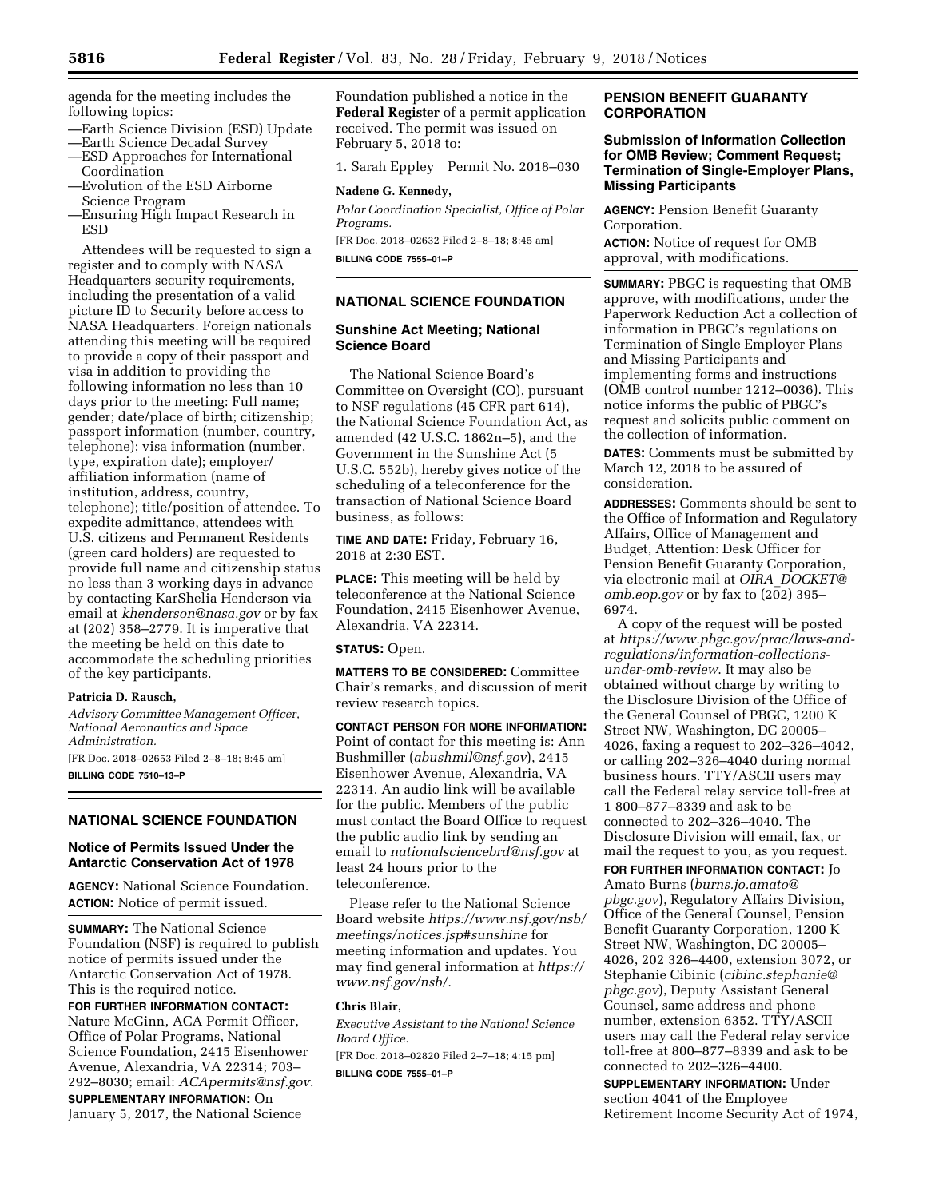agenda for the meeting includes the following topics:

—Earth Science Division (ESD) Update
—Earth Science Decadal Survey
—ESD Approaches for International Coordination
—Evolution of the ESD Airborne Science Program
—Ensuring High Impact Research in ESD

Attendees will be requested to sign a register and to comply with NASA Headquarters security requirements, including the presentation of a valid picture ID to Security before access to NASA Headquarters. Foreign nationals attending this meeting will be required to provide a copy of their passport and visa in addition to providing the following information no less than 10 days prior to the meeting: Full name; gender; date/place of birth; citizenship; passport information (number, country, telephone); visa information (number, type, expiration date); employer/affiliation information (name of institution, address, country, telephone); title/position of attendee. To expedite admittance, attendees with U.S. citizens and Permanent Residents (green card holders) are requested to provide full name and citizenship status no less than 3 working days in advance by contacting KarShelia Henderson via email at *khenderson@nasa.gov* or by fax at (202) 358–2779. It is imperative that the meeting be held on this date to accommodate the scheduling priorities of the key participants.

**Patricia D. Rausch,**

*Advisory Committee Management Officer, National Aeronautics and Space Administration.*

[FR Doc. 2018–02653 Filed 2–8–18; 8:45 am]

**BILLING CODE 7510–13–P**

## NATIONAL SCIENCE FOUNDATION

### Notice of Permits Issued Under the Antarctic Conservation Act of 1978

**AGENCY:** National Science Foundation.

**ACTION:** Notice of permit issued.

**SUMMARY:** The National Science Foundation (NSF) is required to publish notice of permits issued under the Antarctic Conservation Act of 1978. This is the required notice.

**FOR FURTHER INFORMATION CONTACT:** Nature McGinn, ACA Permit Officer, Office of Polar Programs, National Science Foundation, 2415 Eisenhower Avenue, Alexandria, VA 22314; 703–292–8030; email: *ACApermits@nsf.gov.*

**SUPPLEMENTARY INFORMATION:** On January 5, 2017, the National Science Foundation published a notice in the **Federal Register** of a permit application received. The permit was issued on February 5, 2018 to:

1. Sarah Eppley Permit No. 2018–030

**Nadene G. Kennedy,**

*Polar Coordination Specialist, Office of Polar Programs.*

[FR Doc. 2018–02632 Filed 2–8–18; 8:45 am]

**BILLING CODE 7555–01–P**

## NATIONAL SCIENCE FOUNDATION

### Sunshine Act Meeting; National Science Board

The National Science Board's Committee on Oversight (CO), pursuant to NSF regulations (45 CFR part 614), the National Science Foundation Act, as amended (42 U.S.C. 1862n–5), and the Government in the Sunshine Act (5 U.S.C. 552b), hereby gives notice of the scheduling of a teleconference for the transaction of National Science Board business, as follows:

**TIME AND DATE:** Friday, February 16, 2018 at 2:30 EST.

**PLACE:** This meeting will be held by teleconference at the National Science Foundation, 2415 Eisenhower Avenue, Alexandria, VA 22314.

**STATUS:** Open.

**MATTERS TO BE CONSIDERED:** Committee Chair's remarks, and discussion of merit review research topics.

**CONTACT PERSON FOR MORE INFORMATION:** Point of contact for this meeting is: Ann Bushmiller (*abushmil@nsf.gov*), 2415 Eisenhower Avenue, Alexandria, VA 22314. An audio link will be available for the public. Members of the public must contact the Board Office to request the public audio link by sending an email to *nationalsciencebrd@nsf.gov* at least 24 hours prior to the teleconference.

Please refer to the National Science Board website *https://www.nsf.gov/nsb/meetings/notices.jsp#sunshine* for meeting information and updates. You may find general information at *https://www.nsf.gov/nsb/.*

**Chris Blair,**

*Executive Assistant to the National Science Board Office.*

[FR Doc. 2018–02820 Filed 2–7–18; 4:15 pm]

**BILLING CODE 7555–01–P**

## PENSION BENEFIT GUARANTY CORPORATION

### Submission of Information Collection for OMB Review; Comment Request; Termination of Single-Employer Plans, Missing Participants

**AGENCY:** Pension Benefit Guaranty Corporation.

**ACTION:** Notice of request for OMB approval, with modifications.

**SUMMARY:** PBGC is requesting that OMB approve, with modifications, under the Paperwork Reduction Act a collection of information in PBGC's regulations on Termination of Single Employer Plans and Missing Participants and implementing forms and instructions (OMB control number 1212–0036). This notice informs the public of PBGC's request and solicits public comment on the collection of information.

**DATES:** Comments must be submitted by March 12, 2018 to be assured of consideration.

**ADDRESSES:** Comments should be sent to the Office of Information and Regulatory Affairs, Office of Management and Budget, Attention: Desk Officer for Pension Benefit Guaranty Corporation, via electronic mail at *OIRA_DOCKET@omb.eop.gov* or by fax to (202) 395–6974.

A copy of the request will be posted at *https://www.pbgc.gov/prac/laws-and-regulations/information-collections-under-omb-review*. It may also be obtained without charge by writing to the Disclosure Division of the Office of the General Counsel of PBGC, 1200 K Street NW, Washington, DC 20005–4026, faxing a request to 202–326–4042, or calling 202–326–4040 during normal business hours. TTY/ASCII users may call the Federal relay service toll-free at 1 800–877–8339 and ask to be connected to 202–326–4040. The Disclosure Division will email, fax, or mail the request to you, as you request.

**FOR FURTHER INFORMATION CONTACT:** Jo Amato Burns (*burns.jo.amato@pbgc.gov*), Regulatory Affairs Division, Office of the General Counsel, Pension Benefit Guaranty Corporation, 1200 K Street NW, Washington, DC 20005–4026, 202 326–4400, extension 3072, or Stephanie Cibinic (*cibinc.stephanie@pbgc.gov*), Deputy Assistant General Counsel, same address and phone number, extension 6352. TTY/ASCII users may call the Federal relay service toll-free at 800–877–8339 and ask to be connected to 202–326–4400.

**SUPPLEMENTARY INFORMATION:** Under section 4041 of the Employee Retirement Income Security Act of 1974,